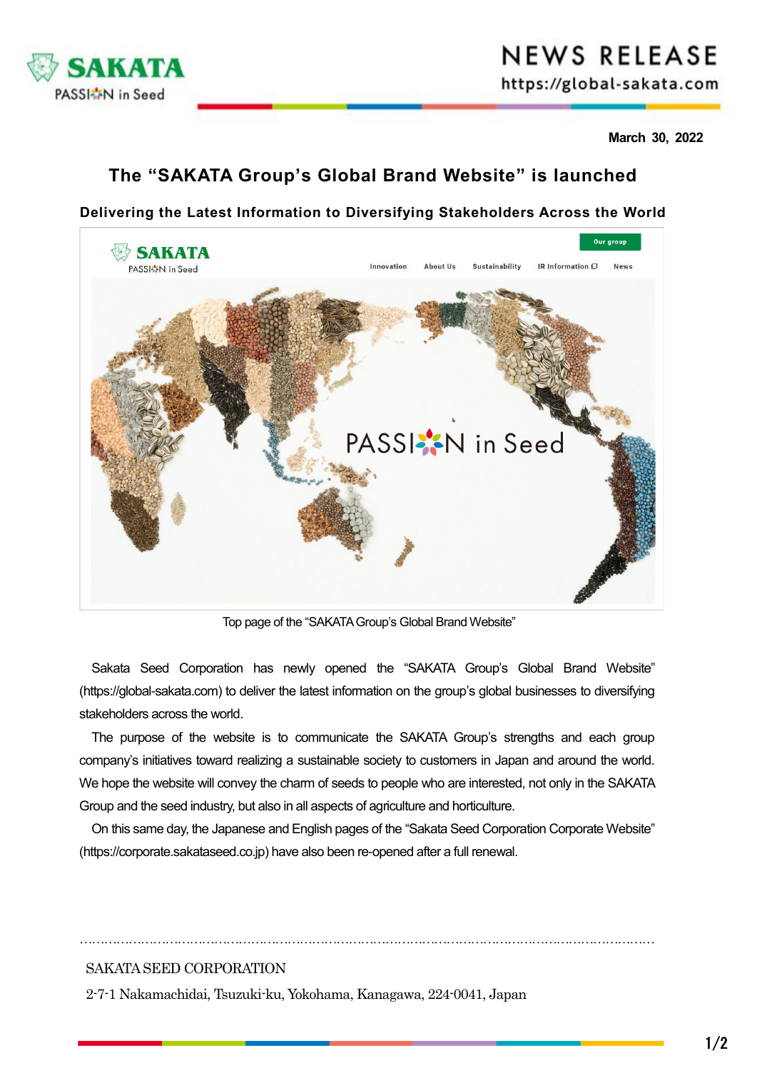NEWS RELEASE
https://global-sakata.com

March 30, 2022

# The "SAKATA Group's Global Brand Website" is launched

## Delivering the Latest Information to Diversifying Stakeholders Across the World

Top page of the "SAKATA Group's Global Brand Website"

Sakata Seed Corporation has newly opened the "SAKATA Group's Global Brand Website" (https://global-sakata.com) to deliver the latest information on the group's global businesses to diversifying stakeholders across the world.

The purpose of the website is to communicate the SAKATA Group's strengths and each group company's initiatives toward realizing a sustainable society to customers in Japan and around the world. We hope the website will convey the charm of seeds to people who are interested, not only in the SAKATA Group and the seed industry, but also in all aspects of agriculture and horticulture.

On this same day, the Japanese and English pages of the "Sakata Seed Corporation Corporate Website" (https://corporate.sakataseed.co.jp) have also been re-opened after a full renewal.

SAKATA SEED CORPORATION

2-7-1 Nakamachidai, Tsuzuki-ku, Yokohama, Kanagawa, 224-0041, Japan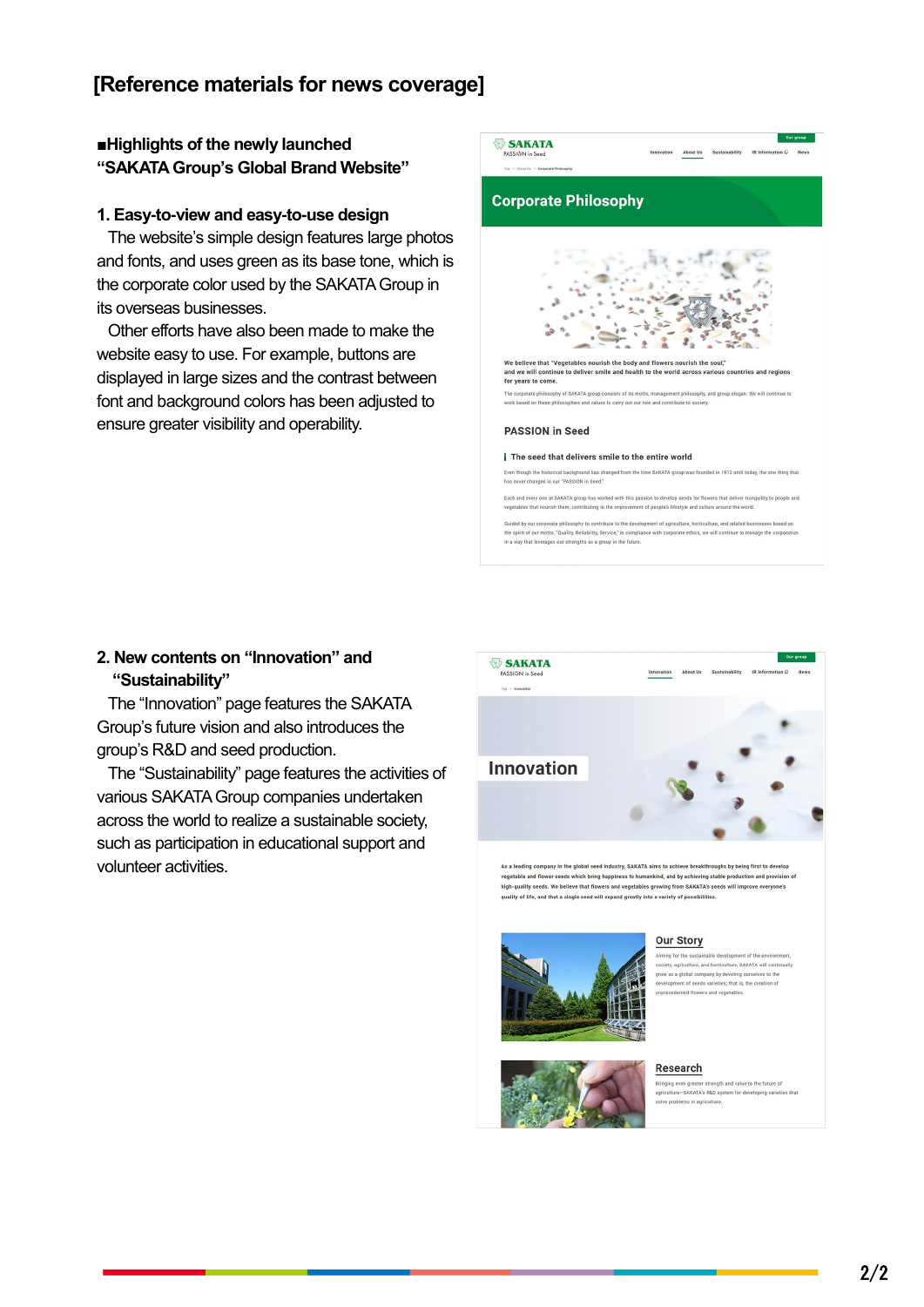# [Reference materials for news coverage]

## ■Highlights of the newly launched "SAKATA Group's Global Brand Website"

### 1. Easy-to-view and easy-to-use design

The website's simple design features large photos and fonts, and uses green as its base tone, which is the corporate color used by the SAKATA Group in its overseas businesses.

Other efforts have also been made to make the website easy to use. For example, buttons are displayed in large sizes and the contrast between font and background colors has been adjusted to ensure greater visibility and operability.

### 2. New contents on "Innovation" and "Sustainability"

The "Innovation" page features the SAKATA Group's future vision and also introduces the group's R&D and seed production.

The "Sustainability" page features the activities of various SAKATA Group companies undertaken across the world to realize a sustainable society, such as participation in educational support and volunteer activities.